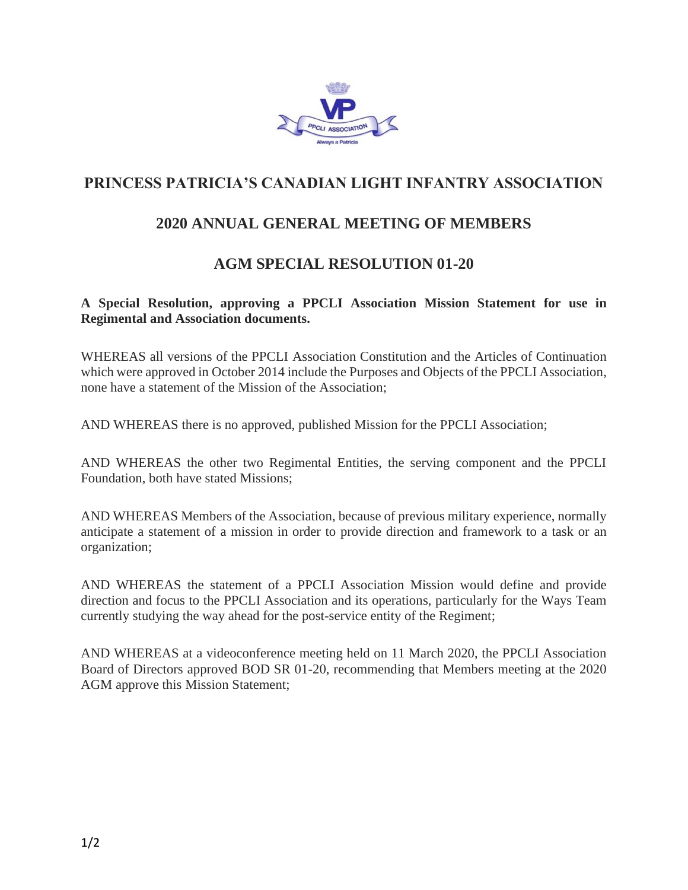# PRINCESS PATRICIA'S CANADIAN LIGHT INFANTRY ASSOCIATION

## 2020 ANNUAL GENERAL MEETING OF MEMBERS

## AGM SPECIAL RESOLUTION 01-20

**A Special Resolution, approving a PPCLI Association Mission Statement for use in Regimental and Association documents.**

WHEREAS all versions of the PPCLI Association Constitution and the Articles of Continuation which were approved in October 2014 include the Purposes and Objects of the PPCLI Association, none have a statement of the Mission of the Association;

AND WHEREAS there is no approved, published Mission for the PPCLI Association;

AND WHEREAS the other two Regimental Entities, the serving component and the PPCLI Foundation, both have stated Missions;

AND WHEREAS Members of the Association, because of previous military experience, normally anticipate a statement of a mission in order to provide direction and framework to a task or an organization;

AND WHEREAS the statement of a PPCLI Association Mission would define and provide direction and focus to the PPCLI Association and its operations, particularly for the Ways Team currently studying the way ahead for the post-service entity of the Regiment;

AND WHEREAS at a videoconference meeting held on 11 March 2020, the PPCLI Association Board of Directors approved BOD SR 01-20, recommending that Members meeting at the 2020 AGM approve this Mission Statement;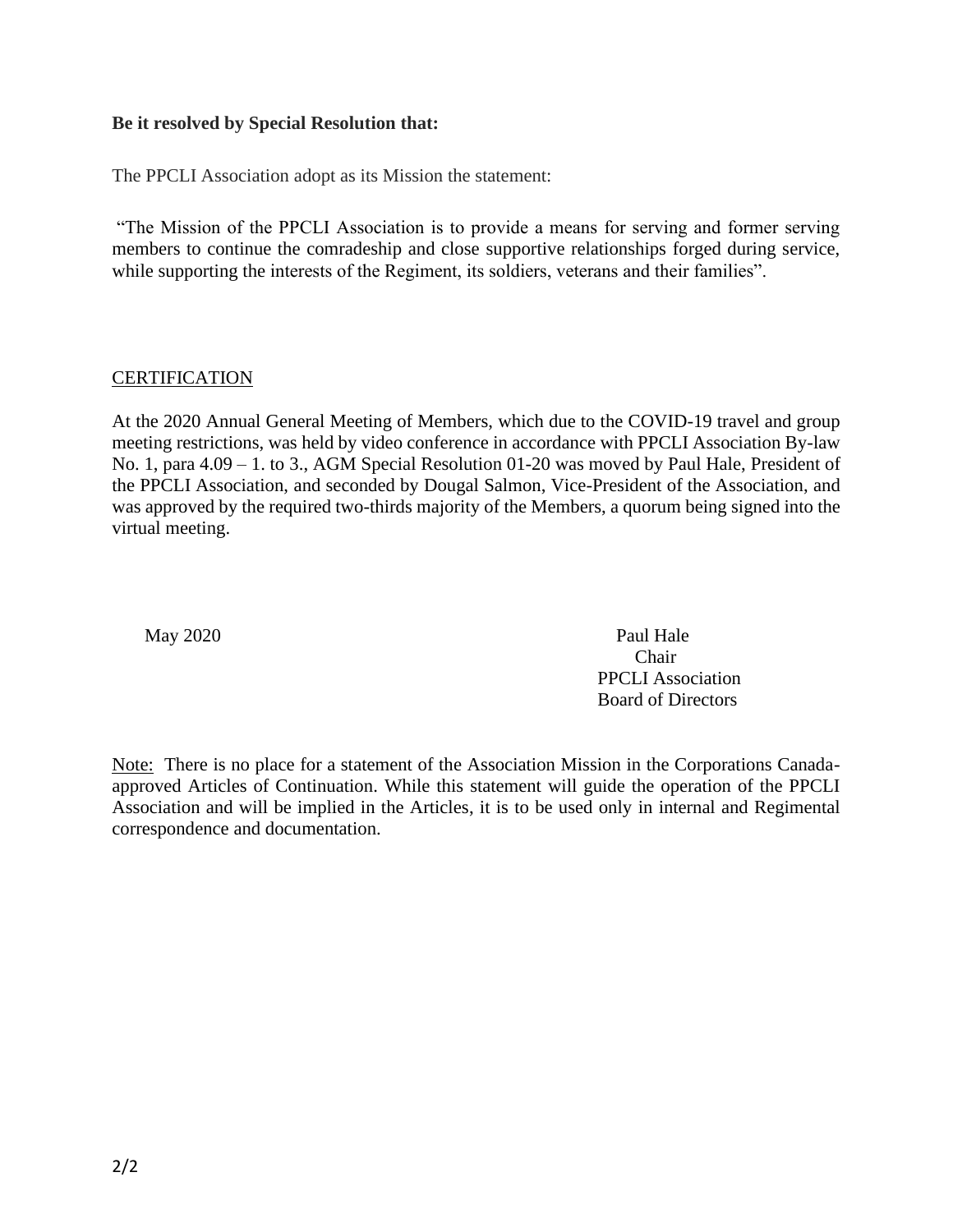**Be it resolved by Special Resolution that:**

The PPCLI Association adopt as its Mission the statement:

"The Mission of the PPCLI Association is to provide a means for serving and former serving members to continue the comradeship and close supportive relationships forged during service, while supporting the interests of the Regiment, its soldiers, veterans and their families".

<u>CERTIFICATION</u>

At the 2020 Annual General Meeting of Members, which due to the COVID-19 travel and group meeting restrictions, was held by video conference in accordance with PPCLI Association By-law No. 1, para 4.09 – 1. to 3., AGM Special Resolution 01-20 was moved by Paul Hale, President of the PPCLI Association, and seconded by Dougal Salmon, Vice-President of the Association, and was approved by the required two-thirds majority of the Members, a quorum being signed into the virtual meeting.

May 2020

Paul Hale
Chair
PPCLI Association
Board of Directors

<u>Note:</u> There is no place for a statement of the Association Mission in the Corporations Canada-approved Articles of Continuation. While this statement will guide the operation of the PPCLI Association and will be implied in the Articles, it is to be used only in internal and Regimental correspondence and documentation.